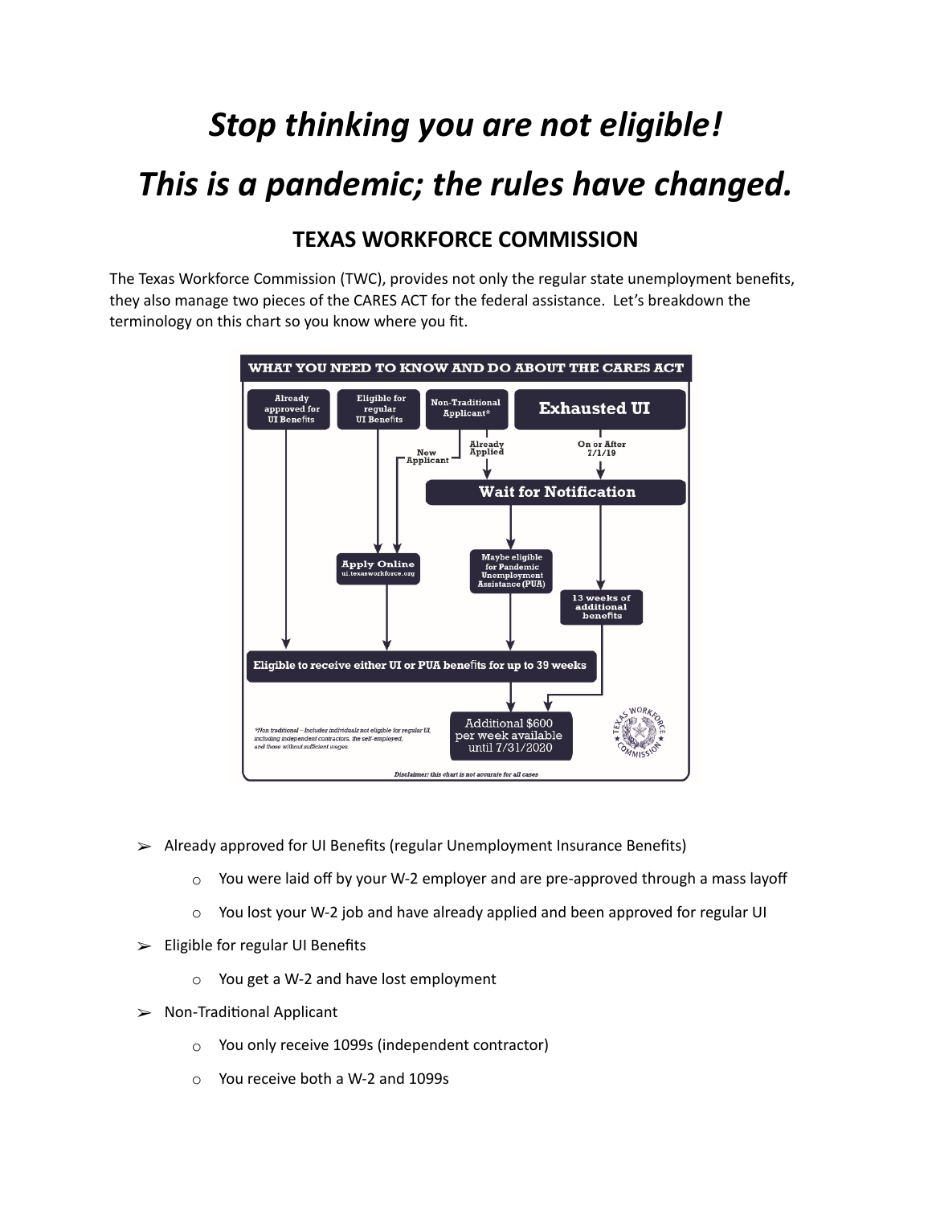# *Stop thinking you are not eligible!*

# *This is a pandemic; the rules have changed.*

## TEXAS WORKFORCE COMMISSION

The Texas Workforce Commission (TWC), provides not only the regular state unemployment benefits, they also manage two pieces of the CARES ACT for the federal assistance. Let's breakdown the terminology on this chart so you know where you fit.

**WHAT YOU NEED TO KNOW AND DO ABOUT THE CARES ACT**

Already approved for UI Benefits

Eligible for regular UI Benefits

Non-Traditional Applicant*

Exhausted UI

New Applicant

Already Applied

On or After 7/1/19

Wait for Notification

Apply Online ui.texasworkforce.org

Maybe eligible for Pandemic Unemployment Assistance (PUA)

13 weeks of additional benefits

Eligible to receive either UI or PUA benefits for up to 39 weeks

Additional $600 per week available until 7/31/2020

*Non traditional – Includes individuals not eligible for regular UI, including independent contractors, the self-employed, and those without sufficient wages.

*Disclaimer: this chart is not accurate for all cases*

- Already approved for UI Benefits (regular Unemployment Insurance Benefits)
  - You were laid off by your W-2 employer and are pre-approved through a mass layoff
  - You lost your W-2 job and have already applied and been approved for regular UI
- Eligible for regular UI Benefits
  - You get a W-2 and have lost employment
- Non-Traditional Applicant
  - You only receive 1099s (independent contractor)
  - You receive both a W-2 and 1099s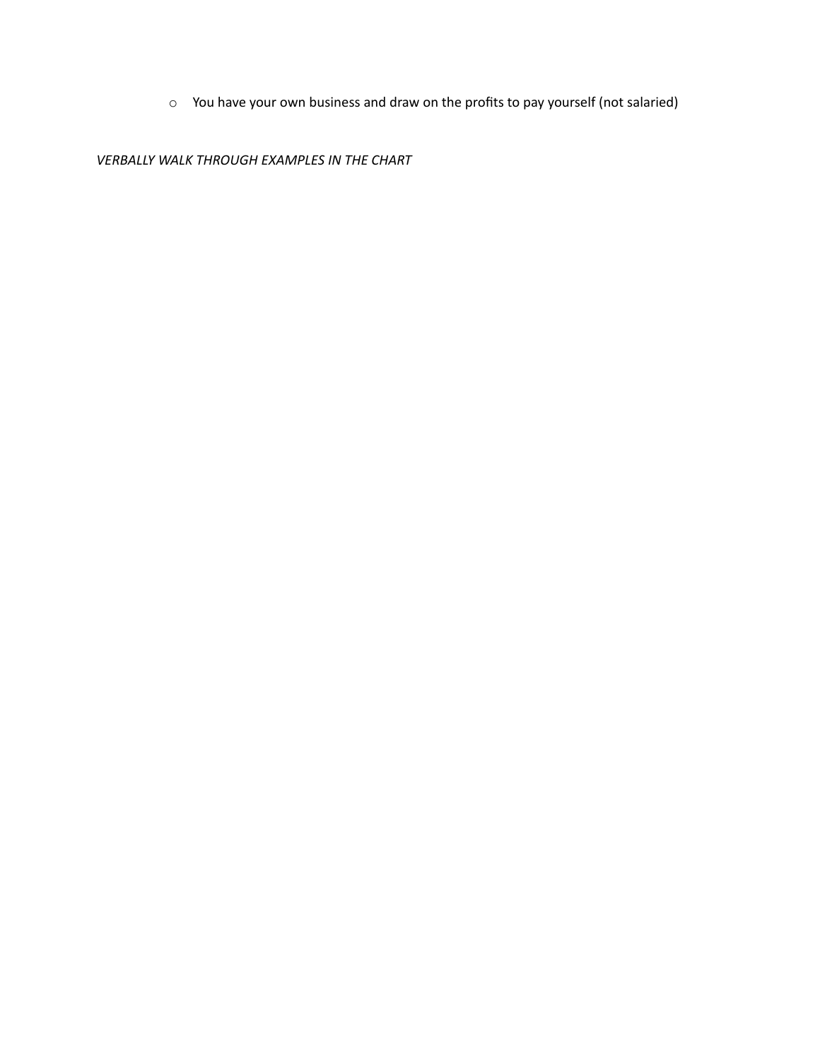- You have your own business and draw on the profits to pay yourself (not salaried)

*VERBALLY WALK THROUGH EXAMPLES IN THE CHART*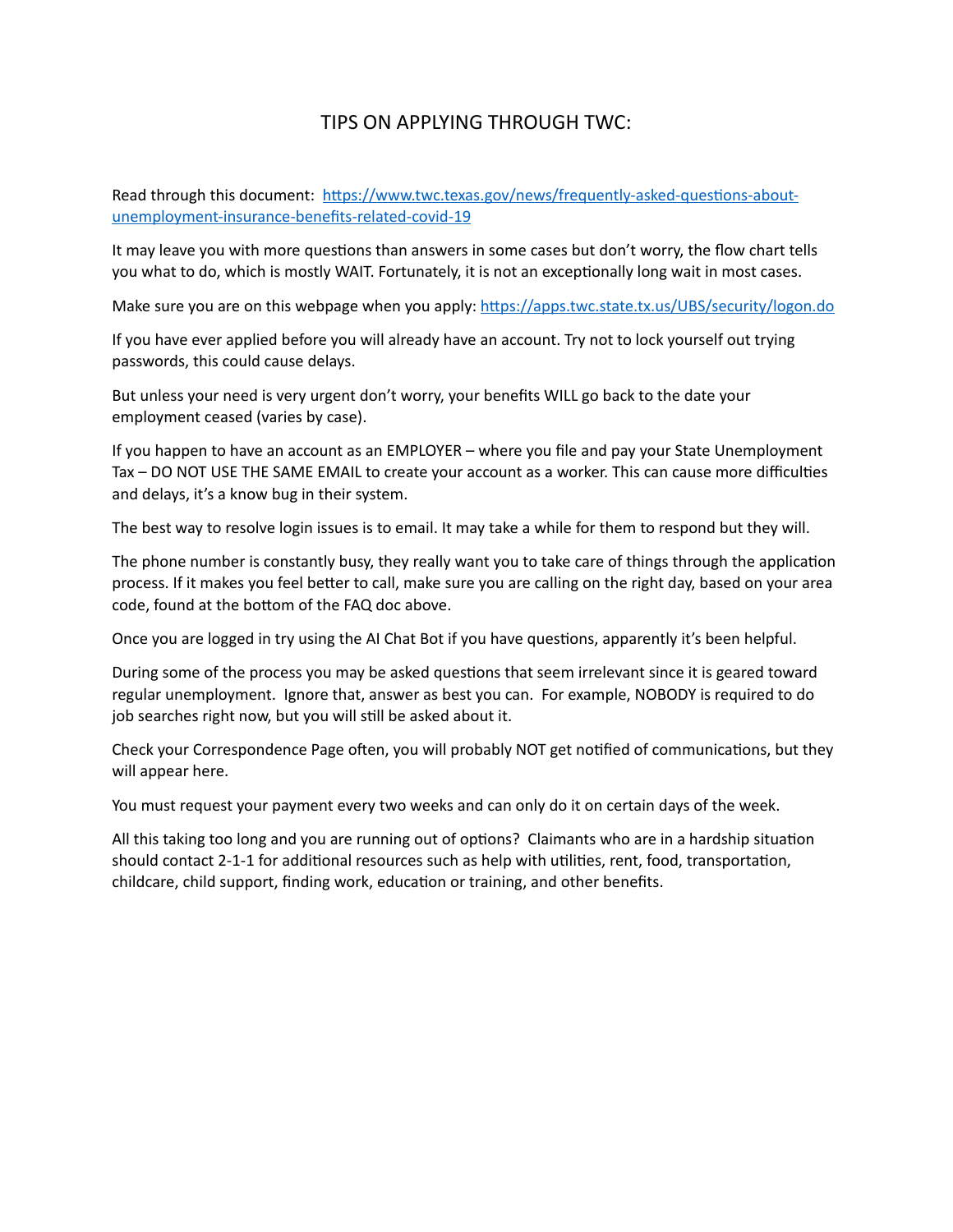# TIPS ON APPLYING THROUGH TWC:

Read through this document: [https://www.twc.texas.gov/news/frequently-asked-questions-about-unemployment-insurance-benefits-related-covid-19](https://www.twc.texas.gov/news/frequently-asked-questions-about-unemployment-insurance-benefits-related-covid-19)

It may leave you with more questions than answers in some cases but don't worry, the flow chart tells you what to do, which is mostly WAIT. Fortunately, it is not an exceptionally long wait in most cases.

Make sure you are on this webpage when you apply: [https://apps.twc.state.tx.us/UBS/security/logon.do](https://apps.twc.state.tx.us/UBS/security/logon.do)

If you have ever applied before you will already have an account. Try not to lock yourself out trying passwords, this could cause delays.

But unless your need is very urgent don't worry, your benefits WILL go back to the date your employment ceased (varies by case).

If you happen to have an account as an EMPLOYER – where you file and pay your State Unemployment Tax – DO NOT USE THE SAME EMAIL to create your account as a worker. This can cause more difficulties and delays, it's a know bug in their system.

The best way to resolve login issues is to email. It may take a while for them to respond but they will.

The phone number is constantly busy, they really want you to take care of things through the application process. If it makes you feel better to call, make sure you are calling on the right day, based on your area code, found at the bottom of the FAQ doc above.

Once you are logged in try using the AI Chat Bot if you have questions, apparently it's been helpful.

During some of the process you may be asked questions that seem irrelevant since it is geared toward regular unemployment. Ignore that, answer as best you can. For example, NOBODY is required to do job searches right now, but you will still be asked about it.

Check your Correspondence Page often, you will probably NOT get notified of communications, but they will appear here.

You must request your payment every two weeks and can only do it on certain days of the week.

All this taking too long and you are running out of options? Claimants who are in a hardship situation should contact 2-1-1 for additional resources such as help with utilities, rent, food, transportation, childcare, child support, finding work, education or training, and other benefits.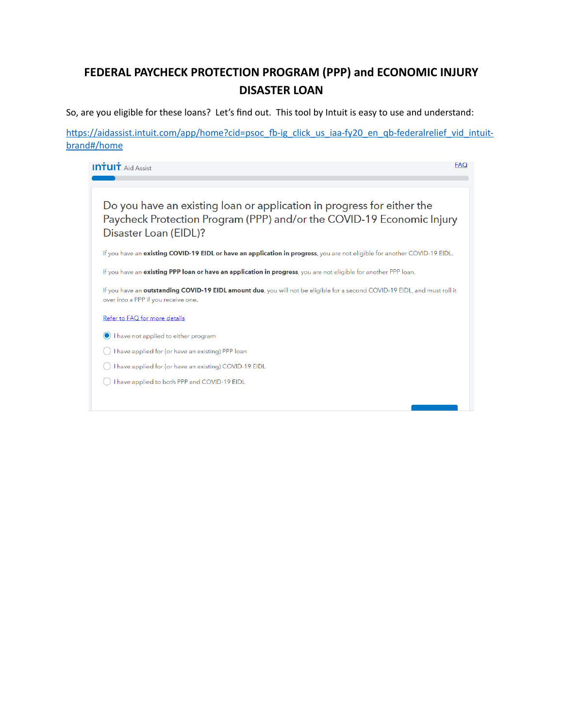# FEDERAL PAYCHECK PROTECTION PROGRAM (PPP) and ECONOMIC INJURY DISASTER LOAN

So, are you eligible for these loans? Let's find out. This tool by Intuit is easy to use and understand:

https://aidassist.intuit.com/app/home?cid=psoc_fb-ig_click_us_iaa-fy20_en_qb-federalrelief_vid_intuit-brand#/home

INTUIT Aid Assist

FAQ

Do you have an existing loan or application in progress for either the Paycheck Protection Program (PPP) and/or the COVID-19 Economic Injury Disaster Loan (EIDL)?

If you have an **existing COVID-19 EIDL or have an application in progress**, you are not eligible for another COVID-19 EIDL.

If you have an **existing PPP loan or have an application in progress**, you are not eligible for another PPP loan.

If you have an **outstanding COVID-19 EIDL amount due**, you will not be eligible for a second COVID-19 EIDL, and must roll it over into a PPP if you receive one.

Refer to FAQ for more details

- (•) I have not applied to either program
- ( ) I have applied for (or have an existing) PPP loan
- ( ) I have applied for (or have an existing) COVID-19 EIDL
- ( ) I have applied to both PPP and COVID-19 EIDL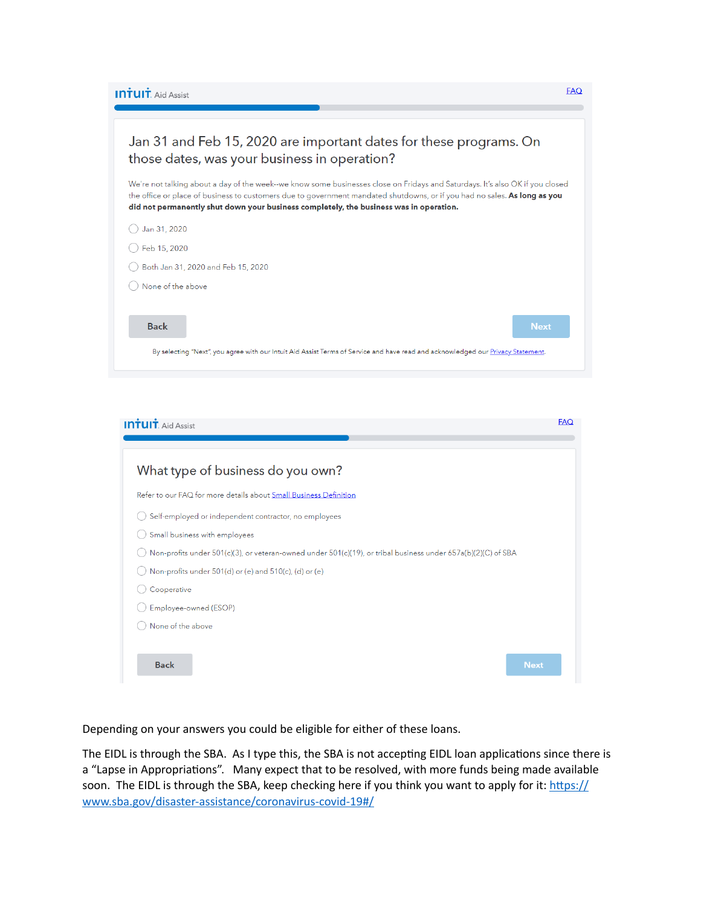intuit Aid Assist

FAQ

## Jan 31 and Feb 15, 2020 are important dates for these programs. On those dates, was your business in operation?

We're not talking about a day of the week--we know some businesses close on Fridays and Saturdays. It's also OK if you closed the office or place of business to customers due to government mandated shutdowns, or if you had no sales. **As long as you did not permanently shut down your business completely, the business was in operation.**

- Jan 31, 2020
- Feb 15, 2020
- Both Jan 31, 2020 and Feb 15, 2020
- None of the above

Back | Next

By selecting "Next", you agree with our Intuit Aid Assist Terms of Service and have read and acknowledged our Privacy Statement.

intuit Aid Assist

FAQ

## What type of business do you own?

Refer to our FAQ for more details about Small Business Definition

- Self-employed or independent contractor, no employees
- Small business with employees
- Non-profits under 501(c)(3), or veteran-owned under 501(c)(19), or tribal business under 657a(b)(2)(C) of SBA
- Non-profits under 501(d) or (e) and 510(c), (d) or (e)
- Cooperative
- Employee-owned (ESOP)
- None of the above

Back | Next

Depending on your answers you could be eligible for either of these loans.

The EIDL is through the SBA. As I type this, the SBA is not accepting EIDL loan applications since there is a "Lapse in Appropriations". Many expect that to be resolved, with more funds being made available soon. The EIDL is through the SBA, keep checking here if you think you want to apply for it: https://www.sba.gov/disaster-assistance/coronavirus-covid-19#/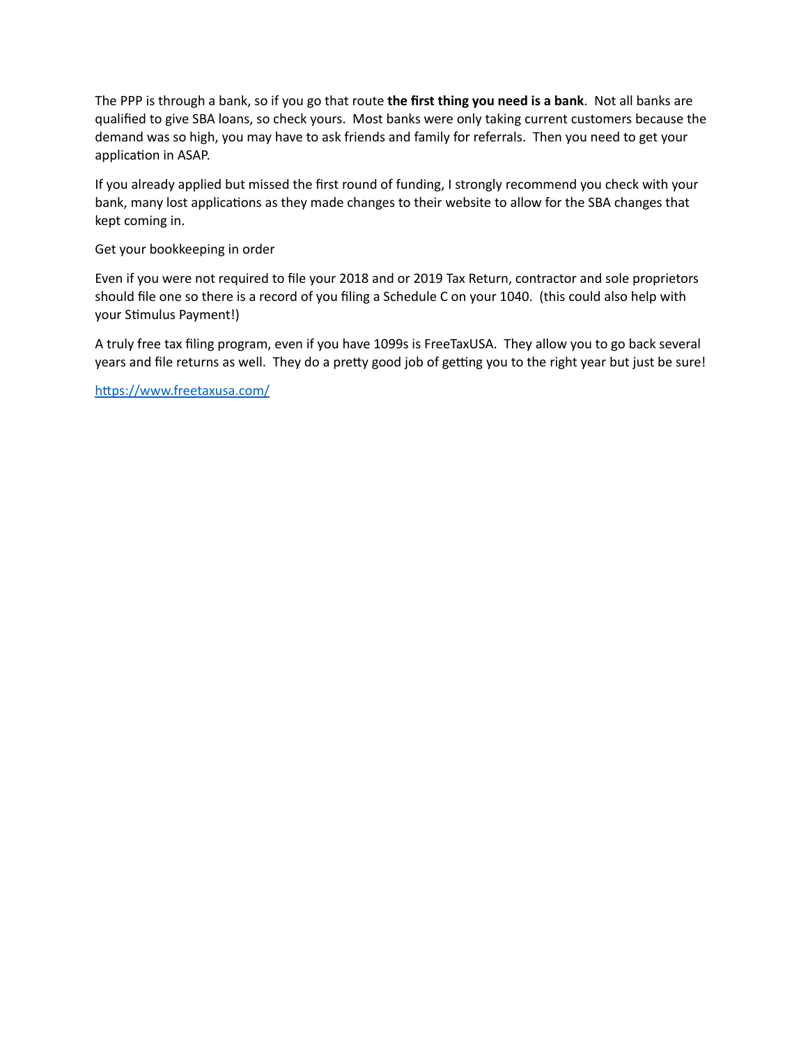The PPP is through a bank, so if you go that route **the first thing you need is a bank**. Not all banks are qualified to give SBA loans, so check yours. Most banks were only taking current customers because the demand was so high, you may have to ask friends and family for referrals. Then you need to get your application in ASAP.

If you already applied but missed the first round of funding, I strongly recommend you check with your bank, many lost applications as they made changes to their website to allow for the SBA changes that kept coming in.

Get your bookkeeping in order

Even if you were not required to file your 2018 and or 2019 Tax Return, contractor and sole proprietors should file one so there is a record of you filing a Schedule C on your 1040. (this could also help with your Stimulus Payment!)

A truly free tax filing program, even if you have 1099s is FreeTaxUSA. They allow you to go back several years and file returns as well. They do a pretty good job of getting you to the right year but just be sure!

[https://www.freetaxusa.com/](https://www.freetaxusa.com/)